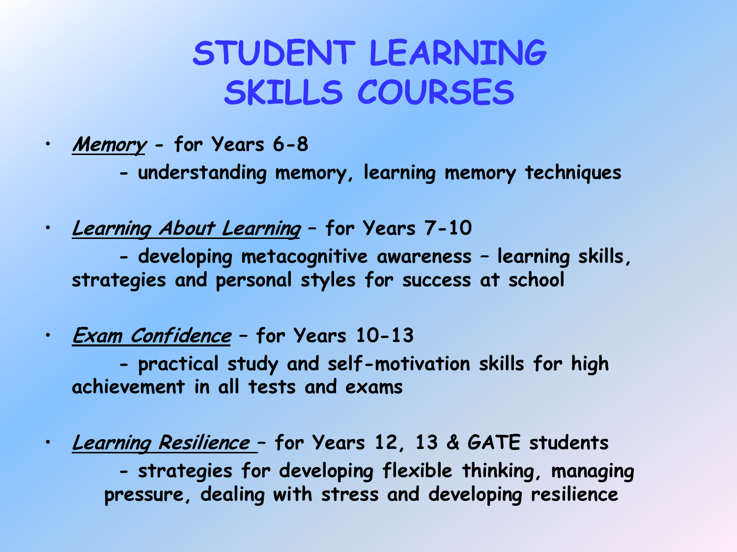# STUDENT LEARNING SKILLS COURSES

- ***Memory*** **- for Years 6-8**

  **- understanding memory, learning memory techniques**

- ***Learning About Learning*** **– for Years 7-10**

  **- developing metacognitive awareness – learning skills, strategies and personal styles for success at school**

- ***Exam Confidence*** **– for Years 10-13**

  **- practical study and self-motivation skills for high achievement in all tests and exams**

- ***Learning Resilience*** **– for Years 12, 13 & GATE students**

  **- strategies for developing flexible thinking, managing pressure, dealing with stress and developing resilience**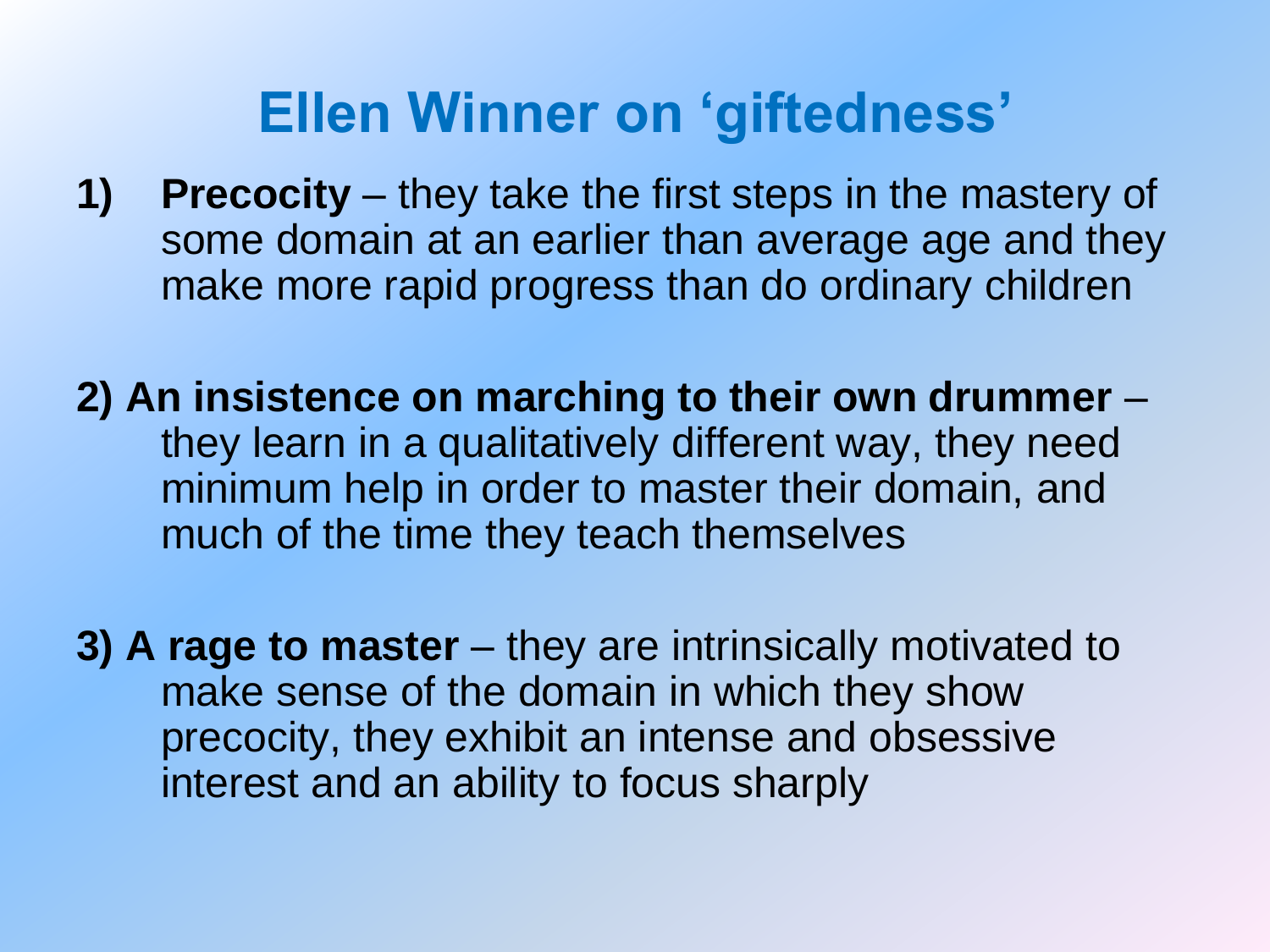# Ellen Winner on 'giftedness'

1) **Precocity** – they take the first steps in the mastery of some domain at an earlier than average age and they make more rapid progress than do ordinary children

2) **An insistence on marching to their own drummer** – they learn in a qualitatively different way, they need minimum help in order to master their domain, and much of the time they teach themselves

3) **A rage to master** – they are intrinsically motivated to make sense of the domain in which they show precocity, they exhibit an intense and obsessive interest and an ability to focus sharply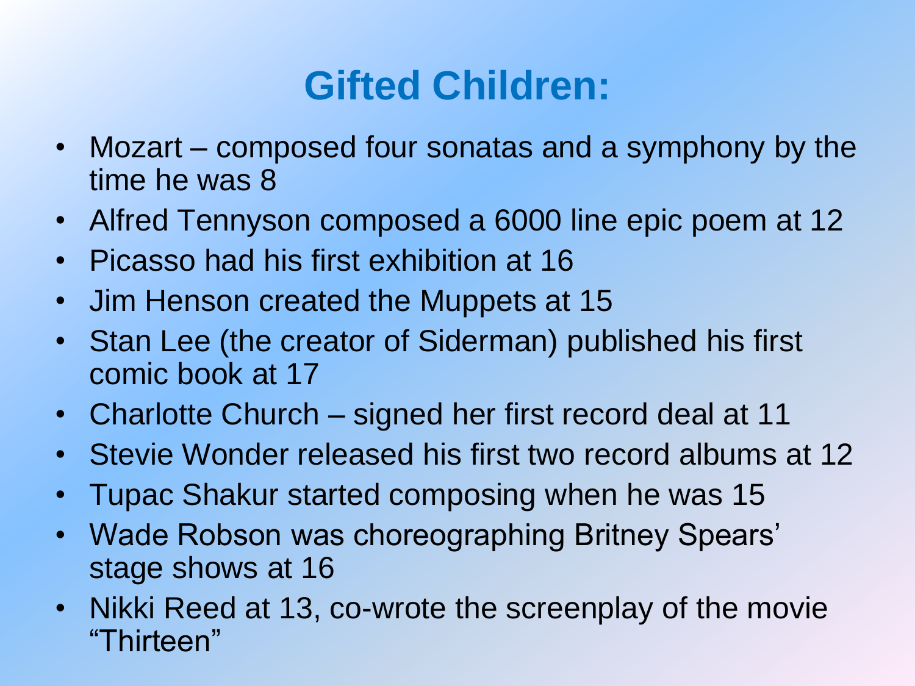# Gifted Children:

- Mozart – composed four sonatas and a symphony by the time he was 8
- Alfred Tennyson composed a 6000 line epic poem at 12
- Picasso had his first exhibition at 16
- Jim Henson created the Muppets at 15
- Stan Lee (the creator of Siderman) published his first comic book at 17
- Charlotte Church – signed her first record deal at 11
- Stevie Wonder released his first two record albums at 12
- Tupac Shakur started composing when he was 15
- Wade Robson was choreographing Britney Spears' stage shows at 16
- Nikki Reed at 13, co-wrote the screenplay of the movie "Thirteen"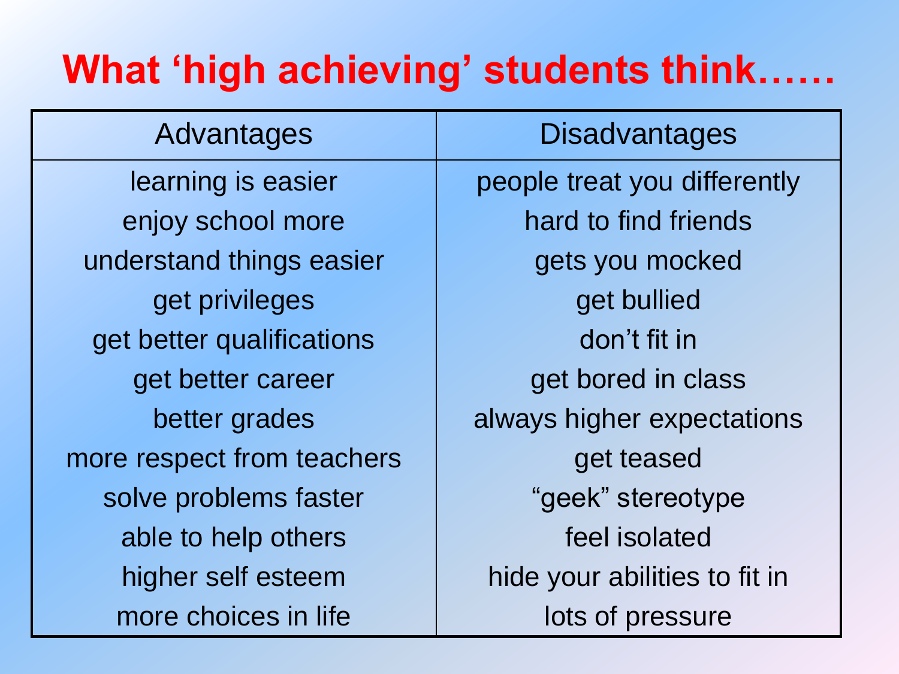# What 'high achieving' students think……

| Advantages | Disadvantages |
| --- | --- |
| learning is easier | people treat you differently |
| enjoy school more | hard to find friends |
| understand things easier | gets you mocked |
| get privileges | get bullied |
| get better qualifications | don't fit in |
| get better career | get bored in class |
| better grades | always higher expectations |
| more respect from teachers | get teased |
| solve problems faster | "geek" stereotype |
| able to help others | feel isolated |
| higher self esteem | hide your abilities to fit in |
| more choices in life | lots of pressure |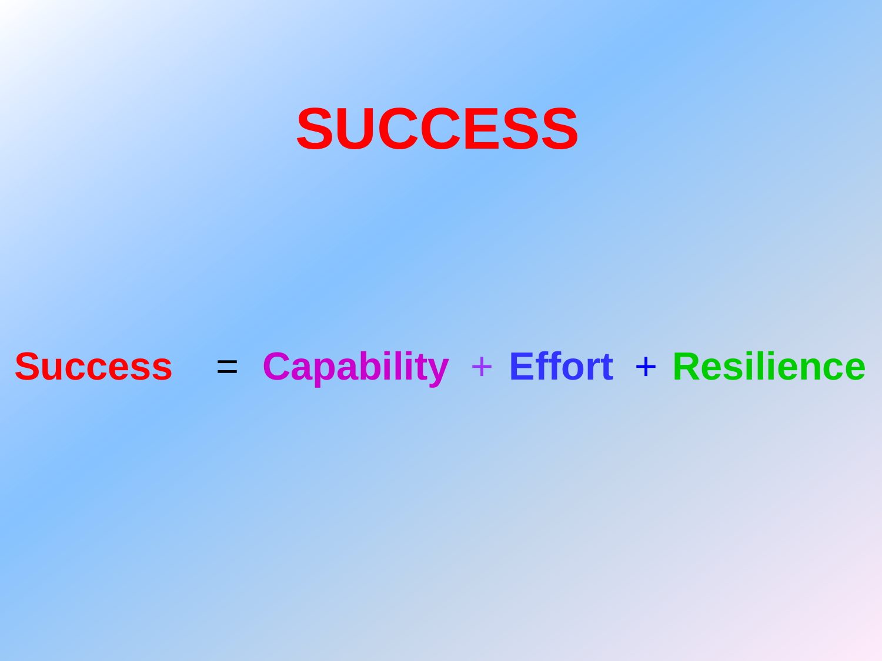# SUCCESS

Success = Capability + Effort + Resilience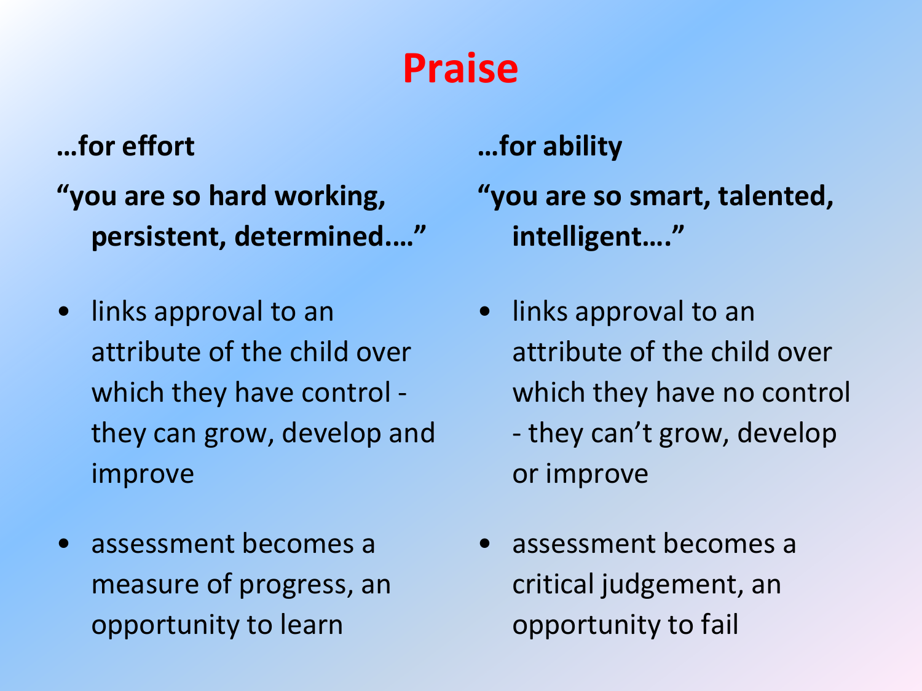# Praise

**…for effort**

**"you are so hard working, persistent, determined…."**

- links approval to an attribute of the child over which they have control - they can grow, develop and improve
- assessment becomes a measure of progress, an opportunity to learn

**…for ability**

**"you are so smart, talented, intelligent…."**

- links approval to an attribute of the child over which they have no control - they can't grow, develop or improve
- assessment becomes a critical judgement, an opportunity to fail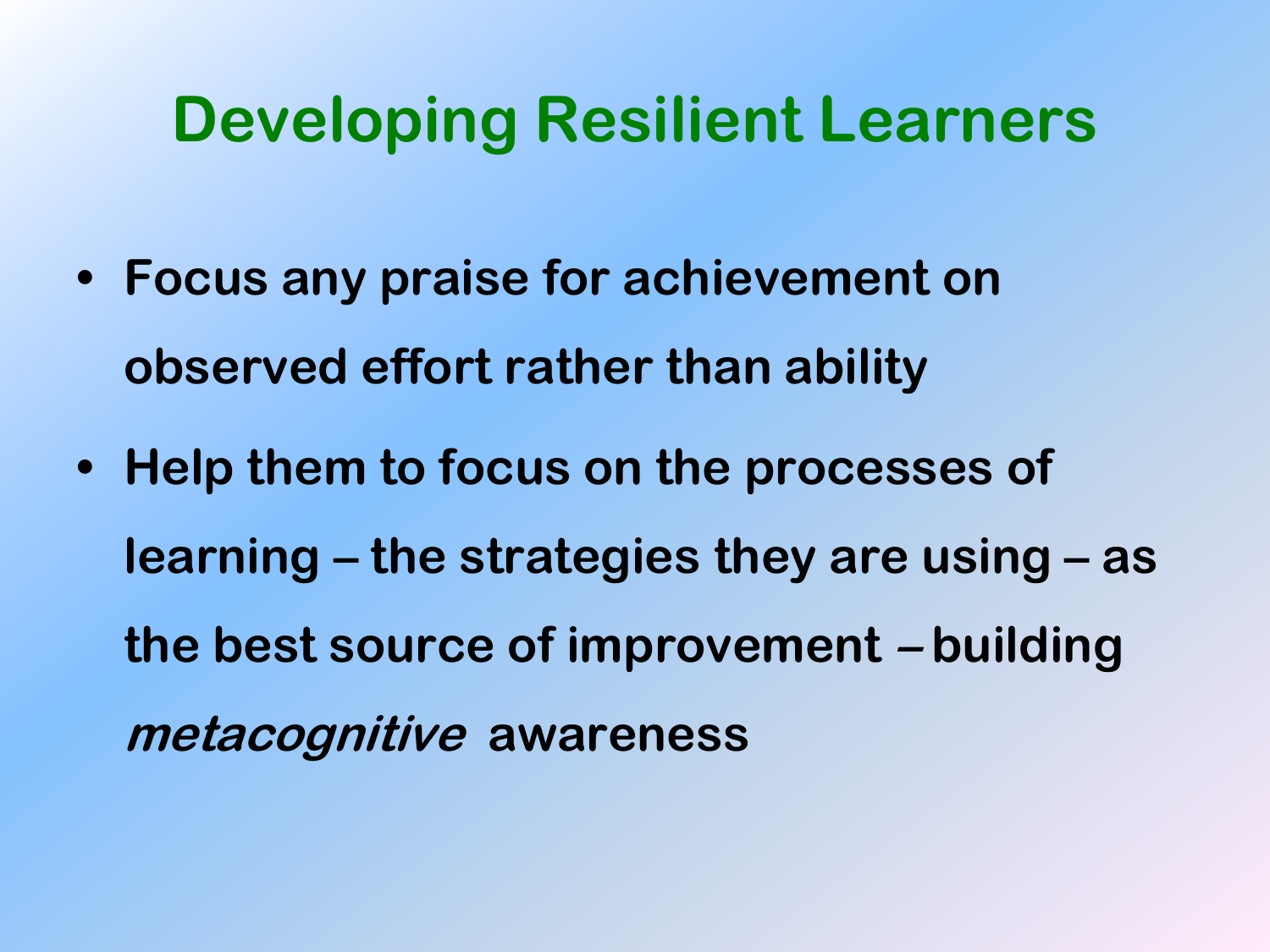# Developing Resilient Learners

- **Focus any praise for achievement on observed effort rather than ability**
- **Help them to focus on the processes of learning – the strategies they are using – as the best source of improvement – building *metacognitive* awareness**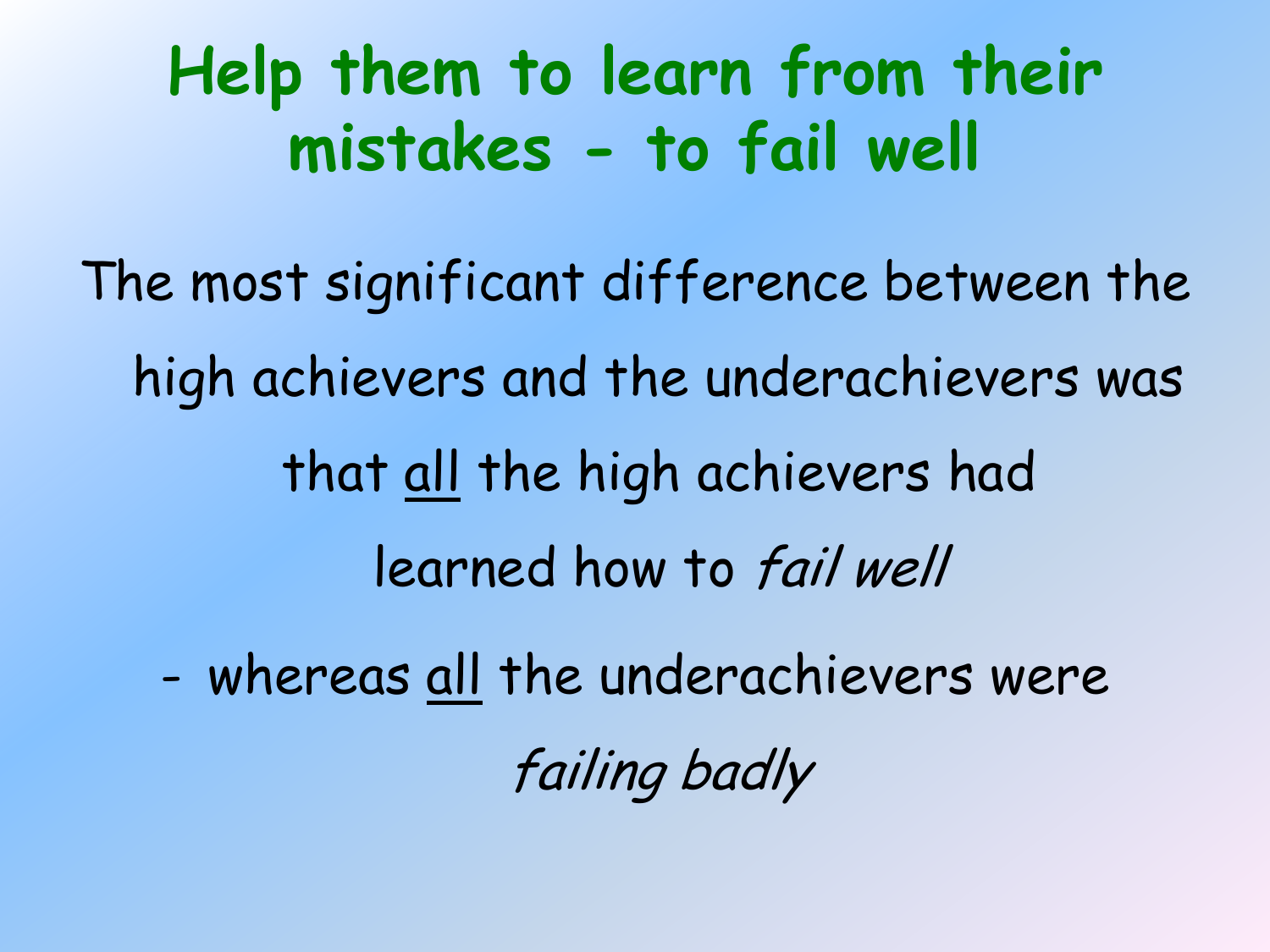# Help them to learn from their mistakes - to fail well

The most significant difference between the high achievers and the underachievers was that <u>all</u> the high achievers had learned how to *fail well*

- whereas <u>all</u> the underachievers were *failing badly*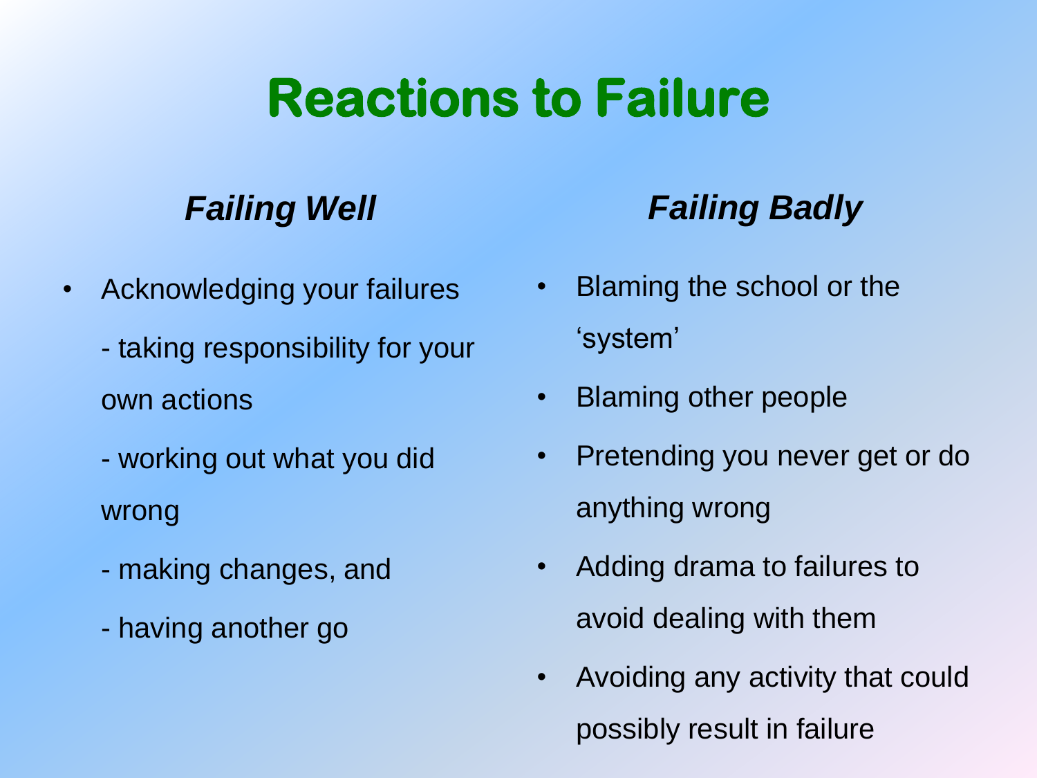# Reactions to Failure

### *Failing Well*

- Acknowledging your failures
  - taking responsibility for your own actions
  - working out what you did wrong
  - making changes, and
  - having another go

### *Failing Badly*

- Blaming the school or the 'system'
- Blaming other people
- Pretending you never get or do anything wrong
- Adding drama to failures to avoid dealing with them
- Avoiding any activity that could possibly result in failure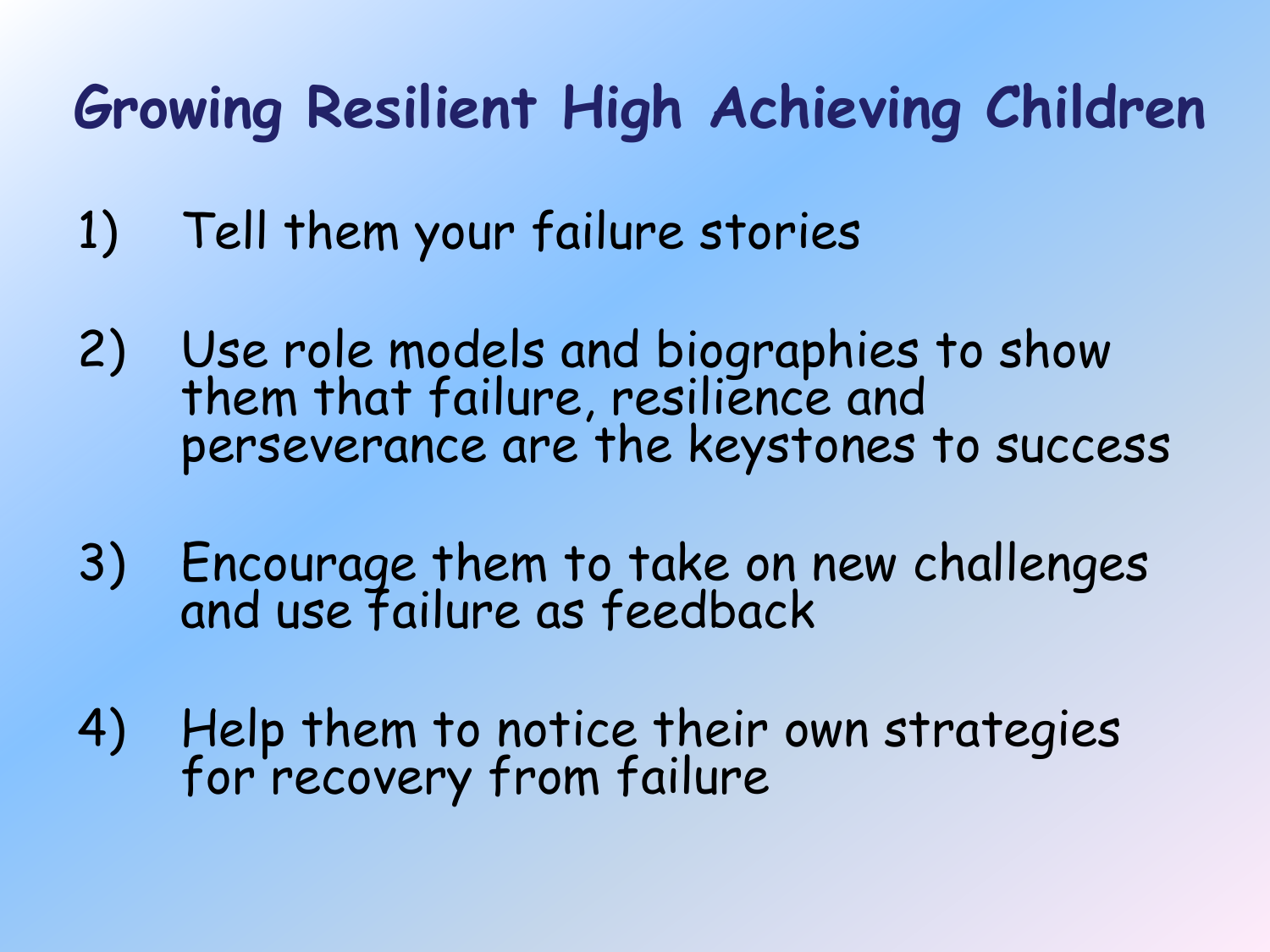# Growing Resilient High Achieving Children

1) Tell them your failure stories

2) Use role models and biographies to show them that failure, resilience and perseverance are the keystones to success

3) Encourage them to take on new challenges and use failure as feedback

4) Help them to notice their own strategies for recovery from failure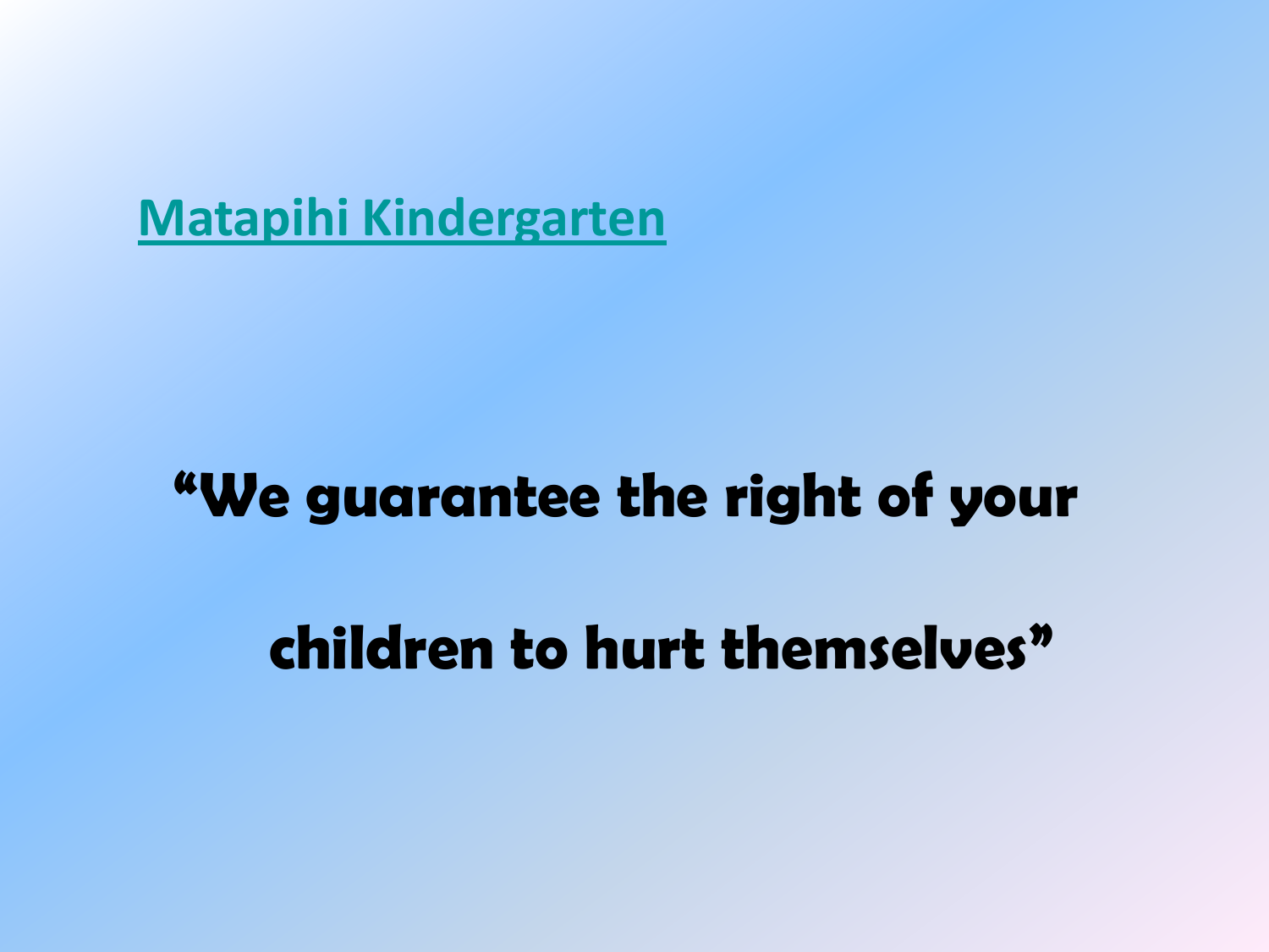Matapihi Kindergarten

**"We guarantee the right of your children to hurt themselves"**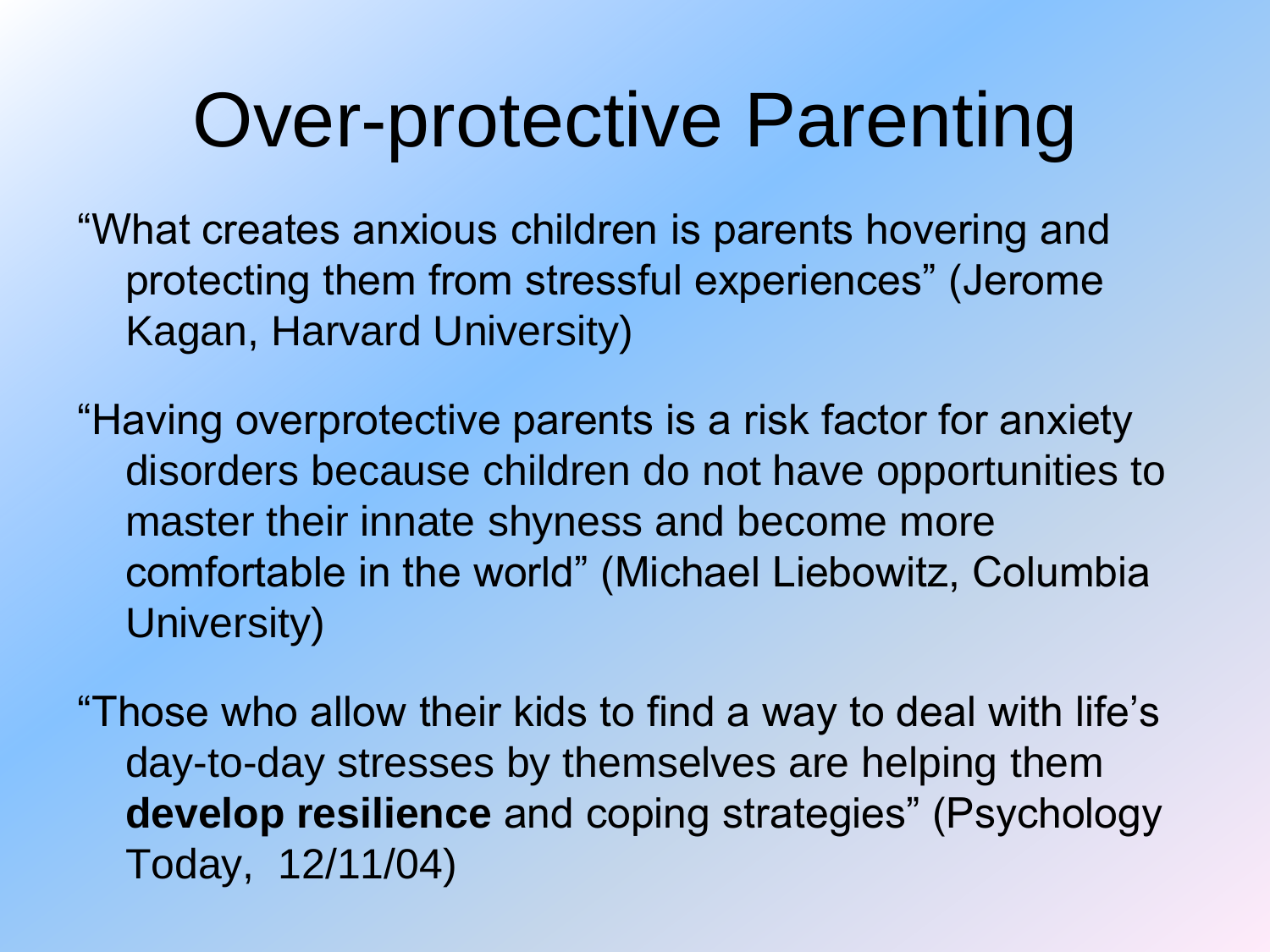# Over-protective Parenting

"What creates anxious children is parents hovering and protecting them from stressful experiences" (Jerome Kagan, Harvard University)

"Having overprotective parents is a risk factor for anxiety disorders because children do not have opportunities to master their innate shyness and become more comfortable in the world" (Michael Liebowitz, Columbia University)

"Those who allow their kids to find a way to deal with life's day-to-day stresses by themselves are helping them **develop resilience** and coping strategies" (Psychology Today, 12/11/04)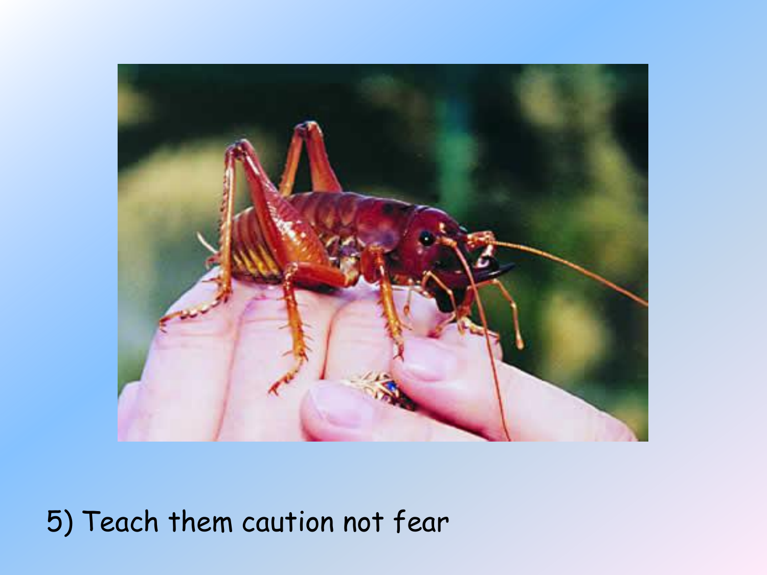5) Teach them caution not fear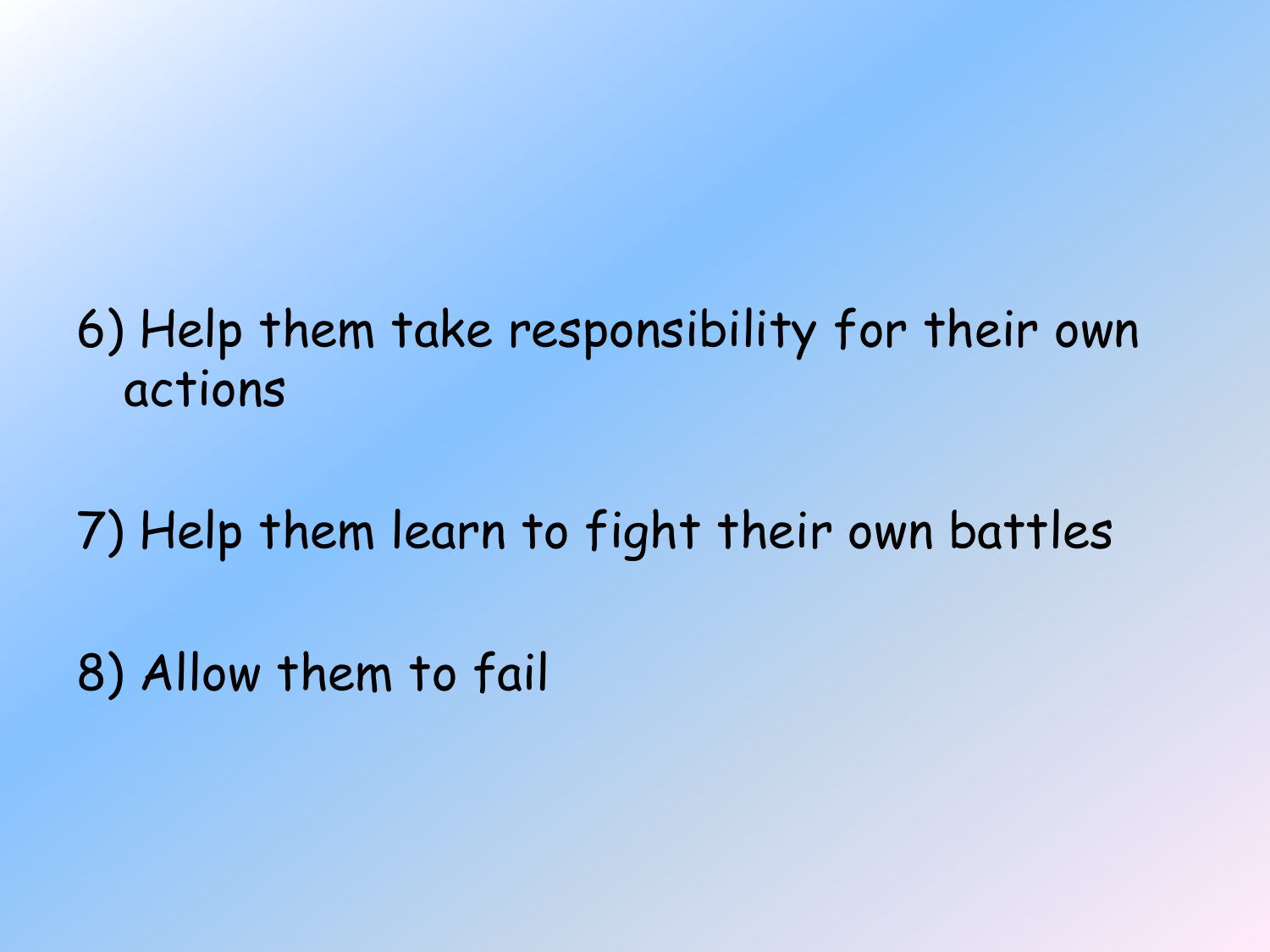6) Help them take responsibility for their own actions

7) Help them learn to fight their own battles

8) Allow them to fail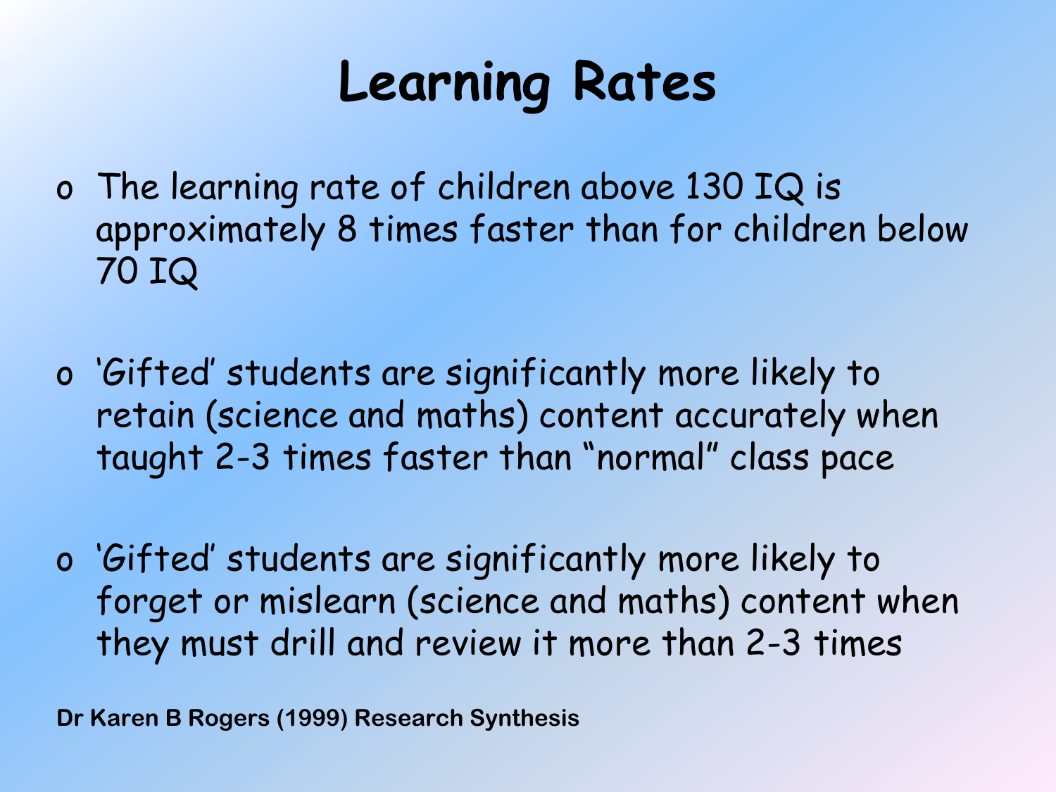# Learning Rates

- The learning rate of children above 130 IQ is approximately 8 times faster than for children below 70 IQ

- 'Gifted' students are significantly more likely to retain (science and maths) content accurately when taught 2-3 times faster than "normal" class pace

- 'Gifted' students are significantly more likely to forget or mislearn (science and maths) content when they must drill and review it more than 2-3 times

**Dr Karen B Rogers (1999) Research Synthesis**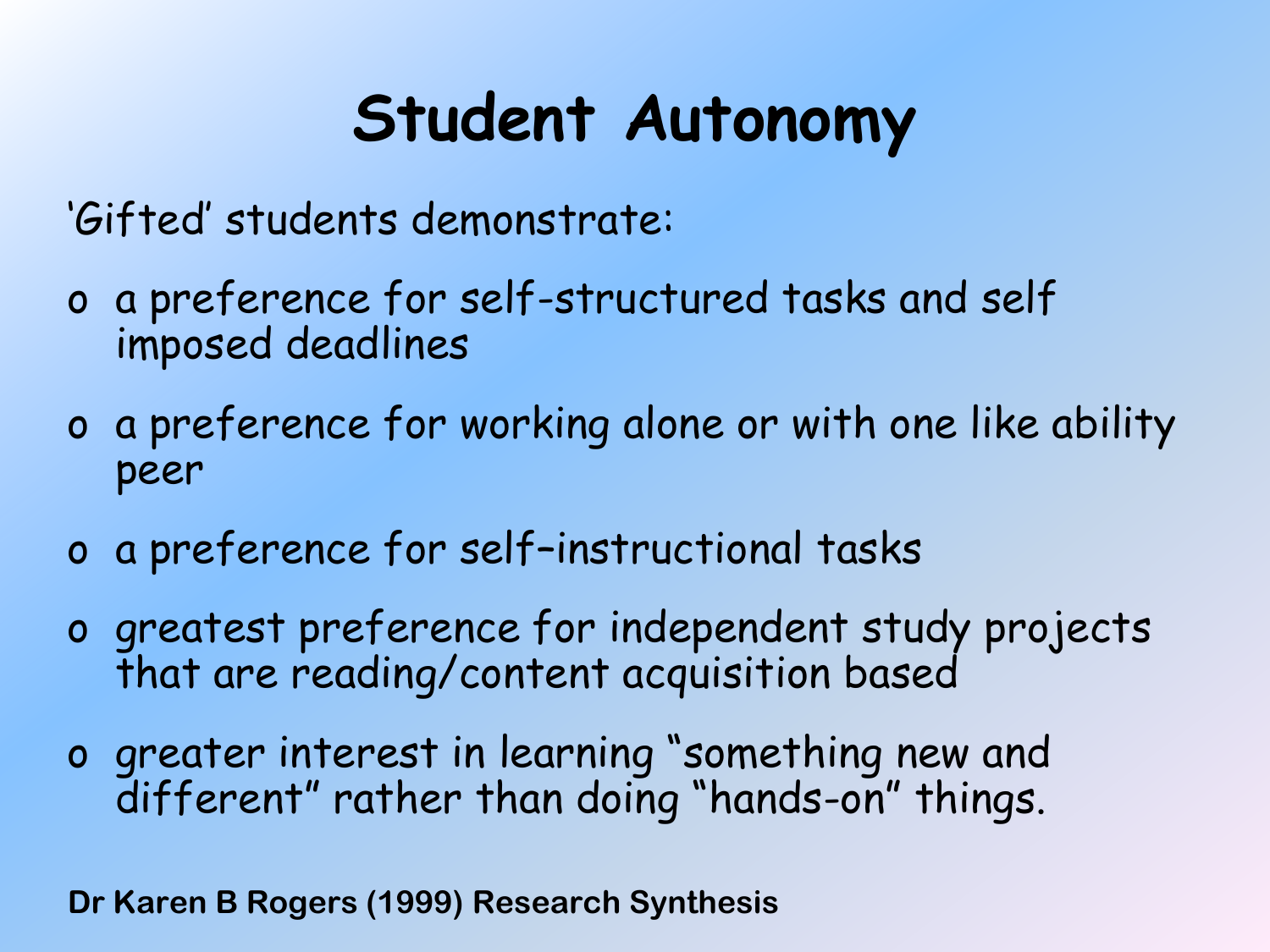# Student Autonomy

'Gifted' students demonstrate:

- a preference for self-structured tasks and self imposed deadlines
- a preference for working alone or with one like ability peer
- a preference for self–instructional tasks
- greatest preference for independent study projects that are reading/content acquisition based
- greater interest in learning "something new and different" rather than doing "hands-on" things.

**Dr Karen B Rogers (1999) Research Synthesis**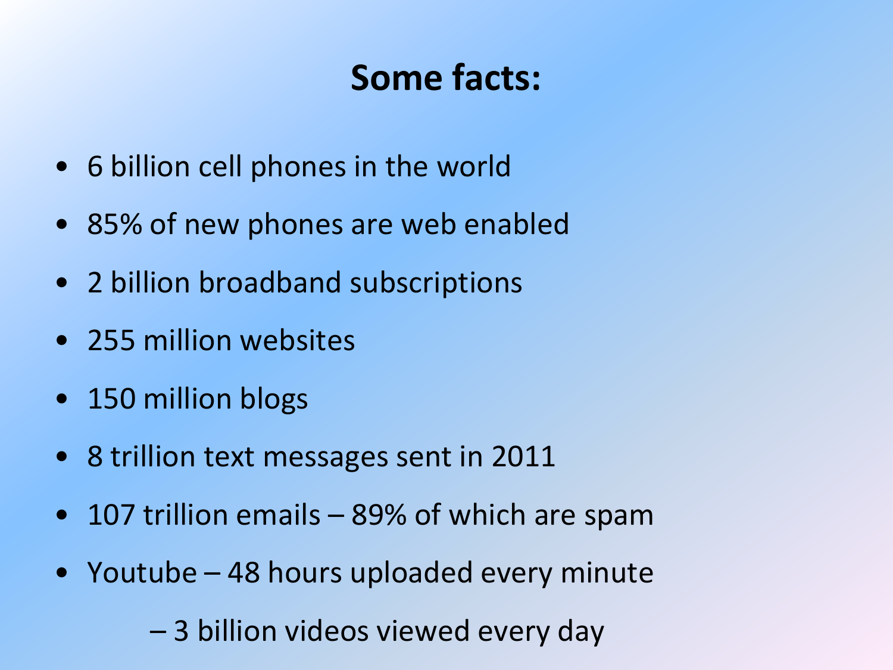# Some facts:

- 6 billion cell phones in the world
- 85% of new phones are web enabled
- 2 billion broadband subscriptions
- 255 million websites
- 150 million blogs
- 8 trillion text messages sent in 2011
- 107 trillion emails – 89% of which are spam
- Youtube – 48 hours uploaded every minute
  - – 3 billion videos viewed every day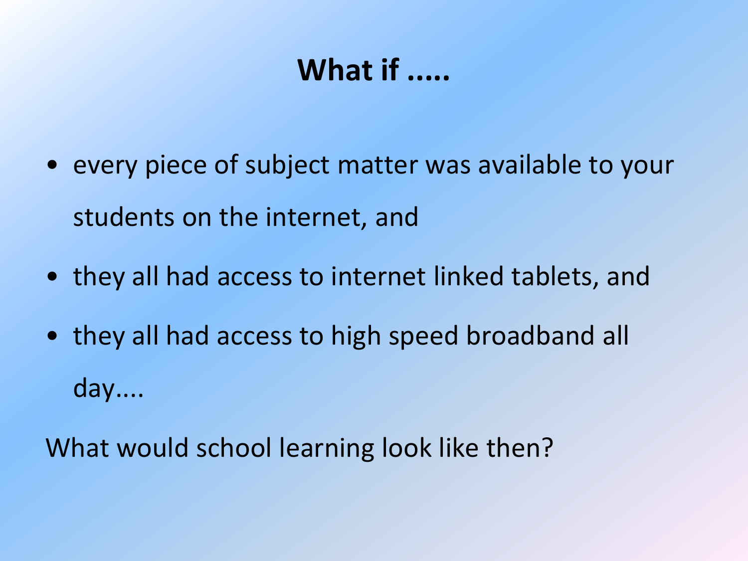# What if .....

- every piece of subject matter was available to your students on the internet, and
- they all had access to internet linked tablets, and
- they all had access to high speed broadband all day....

What would school learning look like then?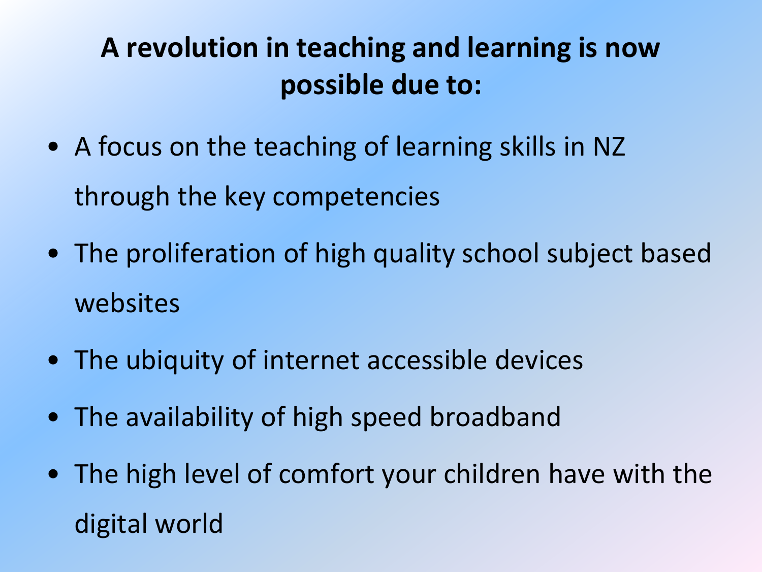# A revolution in teaching and learning is now possible due to:

- A focus on the teaching of learning skills in NZ through the key competencies
- The proliferation of high quality school subject based websites
- The ubiquity of internet accessible devices
- The availability of high speed broadband
- The high level of comfort your children have with the digital world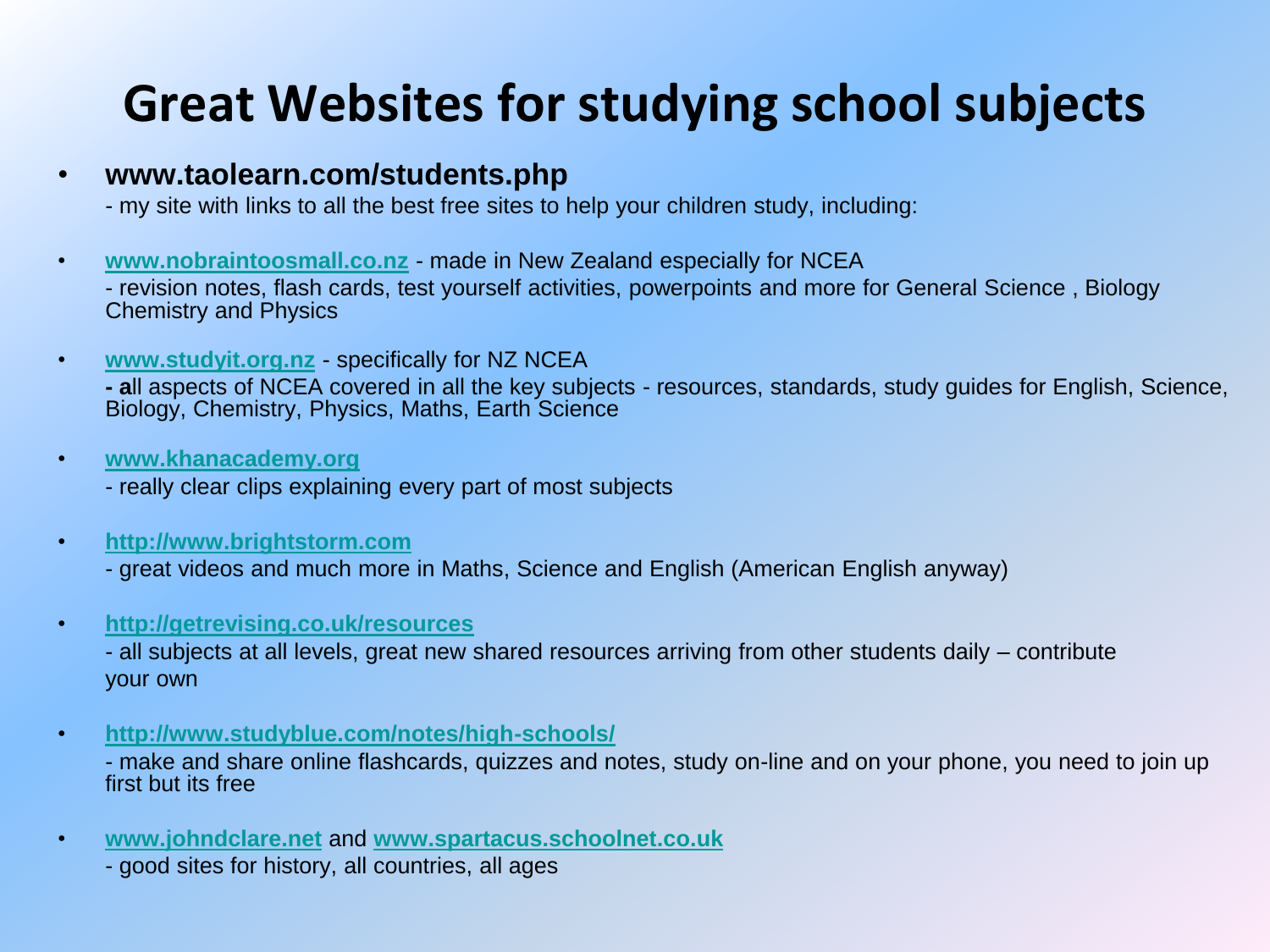# Great Websites for studying school subjects

- **www.taolearn.com/students.php**
  - my site with links to all the best free sites to help your children study, including:
- **www.nobraintoosmall.co.nz** - made in New Zealand especially for NCEA
  - revision notes, flash cards, test yourself activities, powerpoints and more for General Science , Biology Chemistry and Physics
- **www.studyit.org.nz** - specifically for NZ NCEA
  **- a**ll aspects of NCEA covered in all the key subjects - resources, standards, study guides for English, Science, Biology, Chemistry, Physics, Maths, Earth Science
- **www.khanacademy.org**
  - really clear clips explaining every part of most subjects
- **http://www.brightstorm.com**
  - great videos and much more in Maths, Science and English (American English anyway)
- **http://getrevising.co.uk/resources**
  - all subjects at all levels, great new shared resources arriving from other students daily – contribute your own
- **http://www.studyblue.com/notes/high-schools/**
  - make and share online flashcards, quizzes and notes, study on-line and on your phone, you need to join up first but its free
- **www.johndclare.net** and **www.spartacus.schoolnet.co.uk**
  - good sites for history, all countries, all ages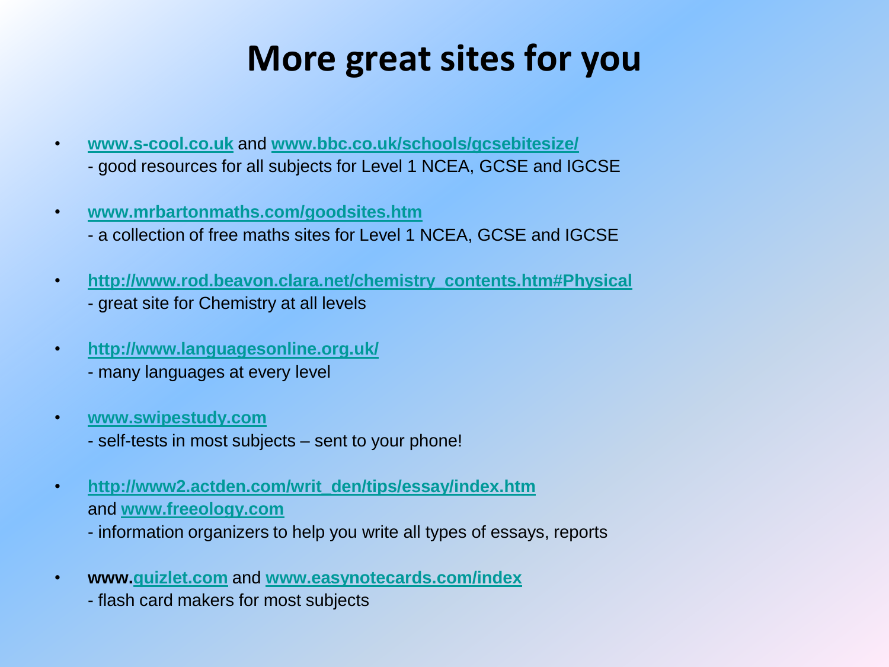# More great sites for you

- **www.s-cool.co.uk** and **www.bbc.co.uk/schools/gcsebitesize/**
  - good resources for all subjects for Level 1 NCEA, GCSE and IGCSE

- **www.mrbartonmaths.com/goodsites.htm**
  - a collection of free maths sites for Level 1 NCEA, GCSE and IGCSE

- **http://www.rod.beavon.clara.net/chemistry_contents.htm#Physical**
  - great site for Chemistry at all levels

- **http://www.languagesonline.org.uk/**
  - many languages at every level

- **www.swipestudy.com**
  - self-tests in most subjects – sent to your phone!

- **http://www2.actden.com/writ_den/tips/essay/index.htm**
  and **www.freeology.com**
  - information organizers to help you write all types of essays, reports

- **www.quizlet.com** and **www.easynotecards.com/index**
  - flash card makers for most subjects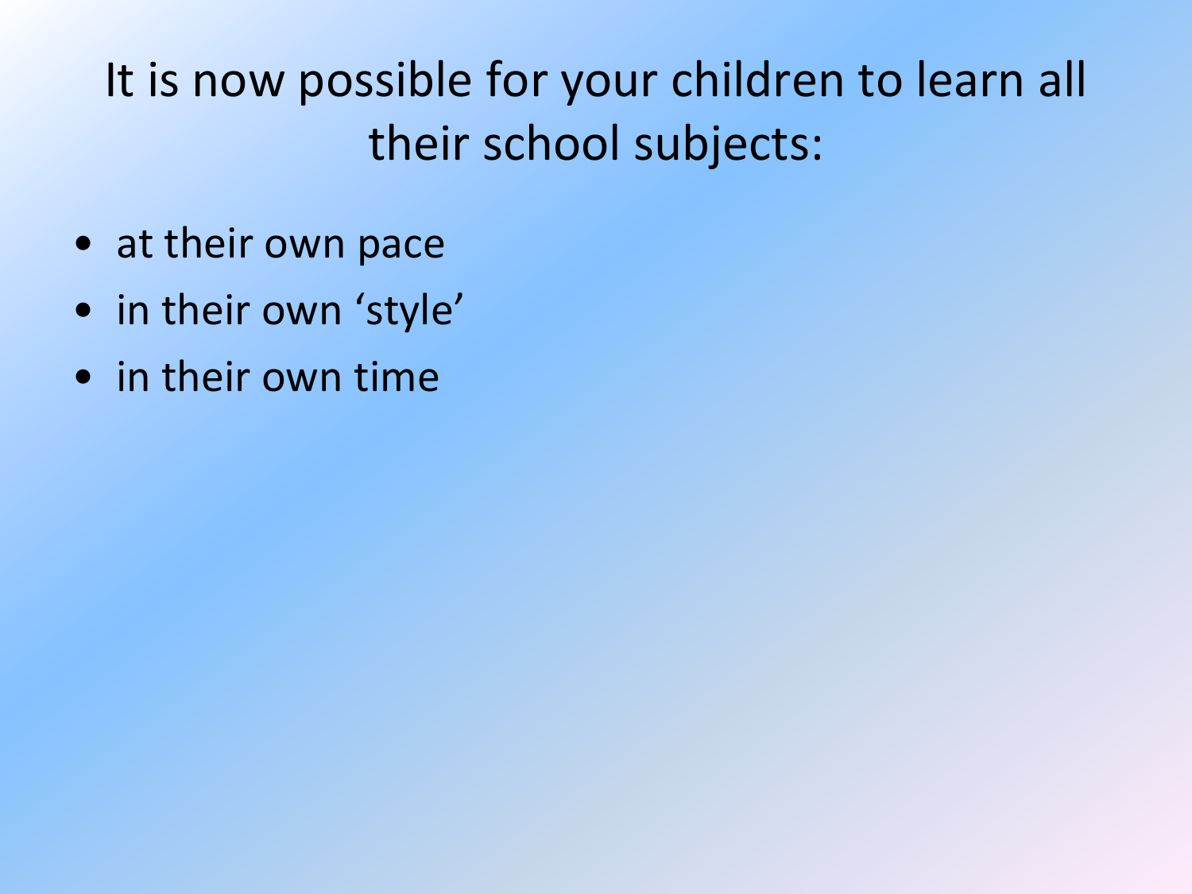# It is now possible for your children to learn all their school subjects:

- at their own pace
- in their own ‘style’
- in their own time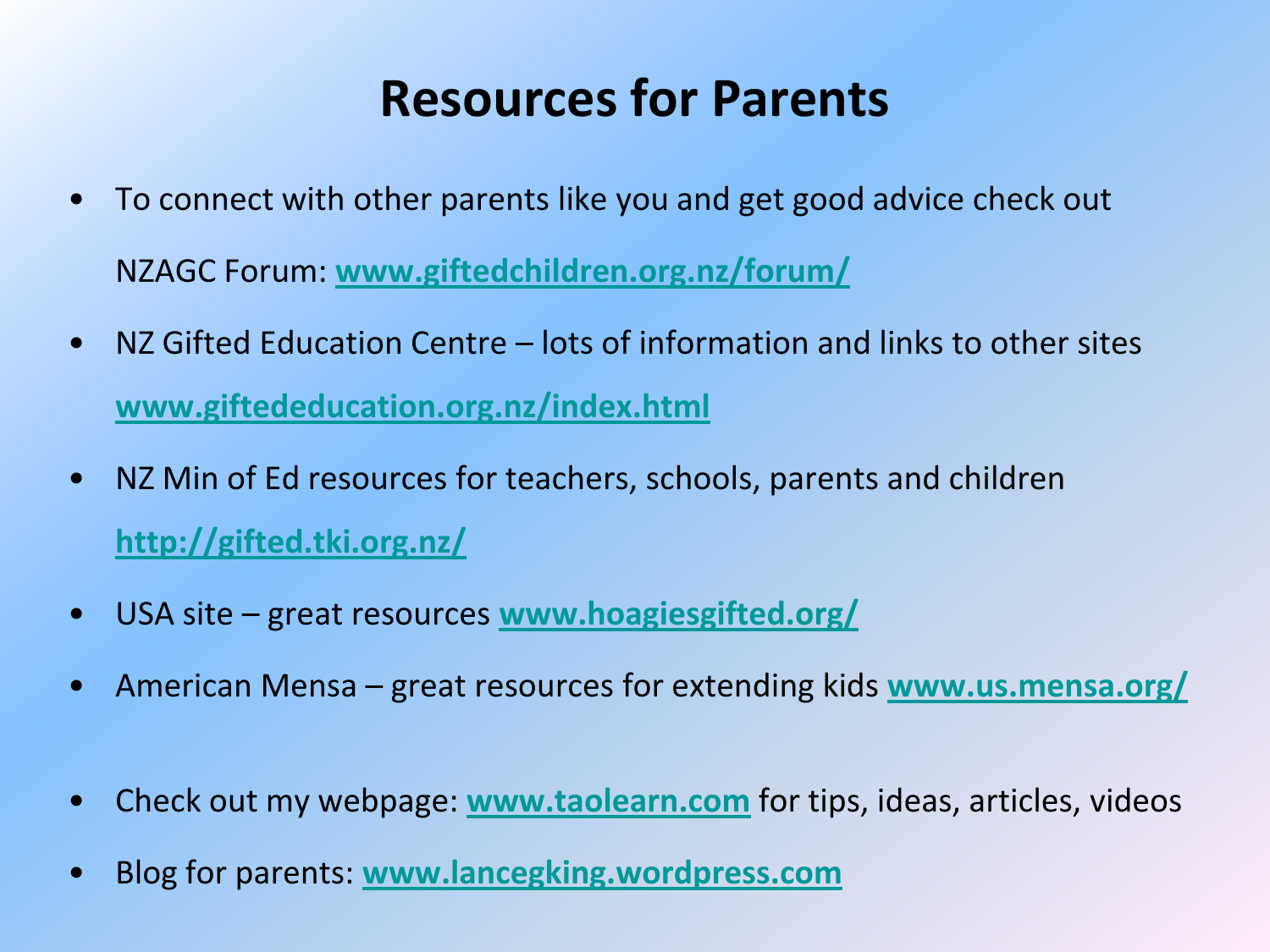# Resources for Parents

- To connect with other parents like you and get good advice check out NZAGC Forum: **www.giftedchildren.org.nz/forum/**
- NZ Gifted Education Centre – lots of information and links to other sites **www.giftededucation.org.nz/index.html**
- NZ Min of Ed resources for teachers, schools, parents and children **http://gifted.tki.org.nz/**
- USA site – great resources **www.hoagiesgifted.org/**
- American Mensa – great resources for extending kids **www.us.mensa.org/**

- Check out my webpage: **www.taolearn.com** for tips, ideas, articles, videos
- Blog for parents: **www.lancegking.wordpress.com**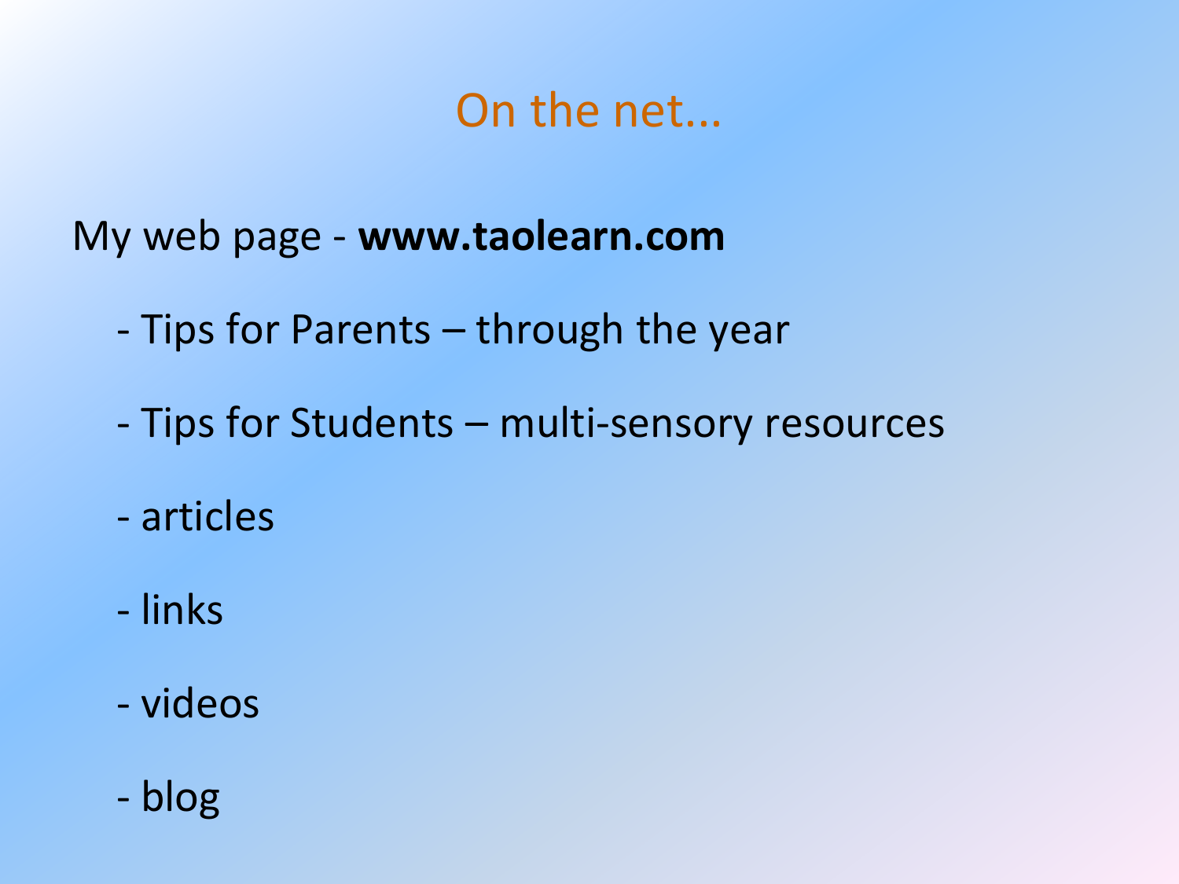# On the net…

My web page - **www.taolearn.com**

- Tips for Parents – through the year
- Tips for Students – multi-sensory resources
- articles
- links
- videos
- blog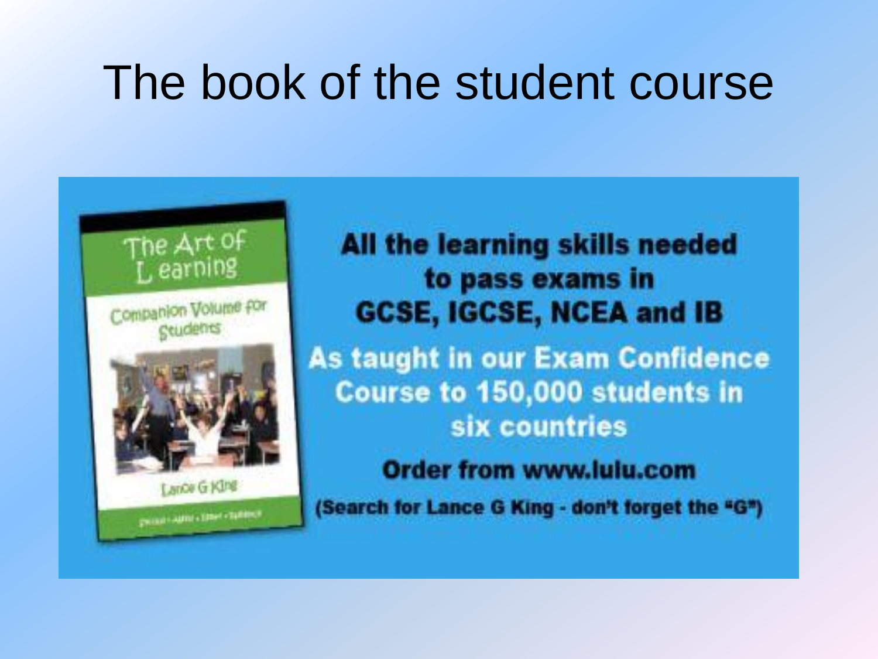# The book of the student course

The Art of Learning

Companion Volume for Students

Lance G King

**All the learning skills needed to pass exams in GCSE, IGCSE, NCEA and IB**

**As taught in our Exam Confidence Course to 150,000 students in six countries**

**Order from www.lulu.com**

**(Search for Lance G King - don't forget the "G")**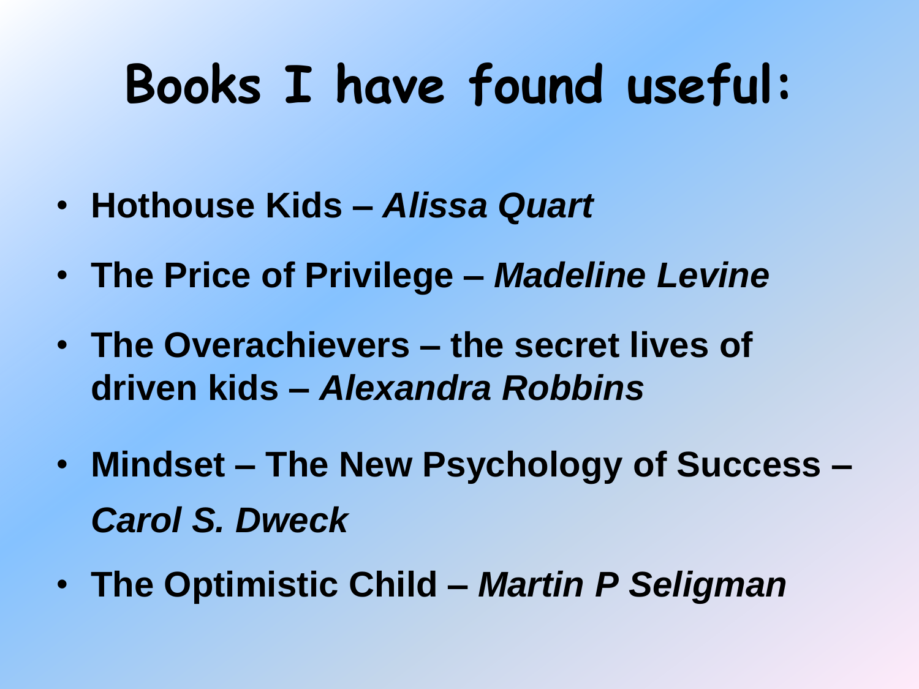# Books I have found useful:

- **Hothouse Kids – *Alissa Quart***
- **The Price of Privilege – *Madeline Levine***
- **The Overachievers – the secret lives of driven kids – *Alexandra Robbins***
- **Mindset – The New Psychology of Success – *Carol S. Dweck***
- **The Optimistic Child – *Martin P Seligman***